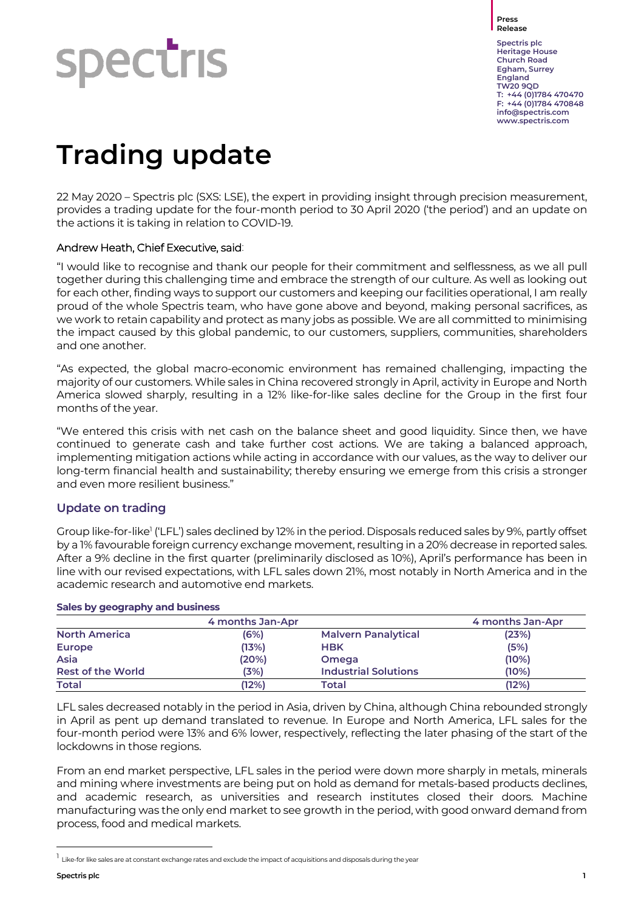Press Release

Spectris plc
Heritage House
Church Road
Egham, Surrey
England
TW20 9QD
T: +44 (0)1784 470470
F: +44 (0)1784 470848
info@spectris.com
www.spectris.com

# Trading update

22 May 2020 – Spectris plc (SXS: LSE), the expert in providing insight through precision measurement, provides a trading update for the four-month period to 30 April 2020 ('the period') and an update on the actions it is taking in relation to COVID-19.

### Andrew Heath, Chief Executive, said:

"I would like to recognise and thank our people for their commitment and selflessness, as we all pull together during this challenging time and embrace the strength of our culture. As well as looking out for each other, finding ways to support our customers and keeping our facilities operational, I am really proud of the whole Spectris team, who have gone above and beyond, making personal sacrifices, as we work to retain capability and protect as many jobs as possible. We are all committed to minimising the impact caused by this global pandemic, to our customers, suppliers, communities, shareholders and one another.

"As expected, the global macro-economic environment has remained challenging, impacting the majority of our customers. While sales in China recovered strongly in April, activity in Europe and North America slowed sharply, resulting in a 12% like-for-like sales decline for the Group in the first four months of the year.

"We entered this crisis with net cash on the balance sheet and good liquidity. Since then, we have continued to generate cash and take further cost actions. We are taking a balanced approach, implementing mitigation actions while acting in accordance with our values, as the way to deliver our long-term financial health and sustainability; thereby ensuring we emerge from this crisis a stronger and even more resilient business."

## Update on trading

Group like-for-like[1] ('LFL') sales declined by 12% in the period. Disposals reduced sales by 9%, partly offset by a 1% favourable foreign currency exchange movement, resulting in a 20% decrease in reported sales. After a 9% decline in the first quarter (preliminarily disclosed as 10%), April's performance has been in line with our revised expectations, with LFL sales down 21%, most notably in North America and in the academic research and automotive end markets.

**Sales by geography and business**

| | 4 months Jan-Apr | | 4 months Jan-Apr |
|---|---|---|---|
| **North America** | (6%) | **Malvern Panalytical** | (23%) |
| **Europe** | (13%) | **HBK** | (5%) |
| **Asia** | (20%) | **Omega** | (10%) |
| **Rest of the World** | (3%) | **Industrial Solutions** | (10%) |
| **Total** | (12%) | **Total** | (12%) |

LFL sales decreased notably in the period in Asia, driven by China, although China rebounded strongly in April as pent up demand translated to revenue. In Europe and North America, LFL sales for the four-month period were 13% and 6% lower, respectively, reflecting the later phasing of the start of the lockdowns in those regions.

From an end market perspective, LFL sales in the period were down more sharply in metals, minerals and mining where investments are being put on hold as demand for metals-based products declines, and academic research, as universities and research institutes closed their doors. Machine manufacturing was the only end market to see growth in the period, with good onward demand from process, food and medical markets.

[1] Like-for like sales are at constant exchange rates and exclude the impact of acquisitions and disposals during the year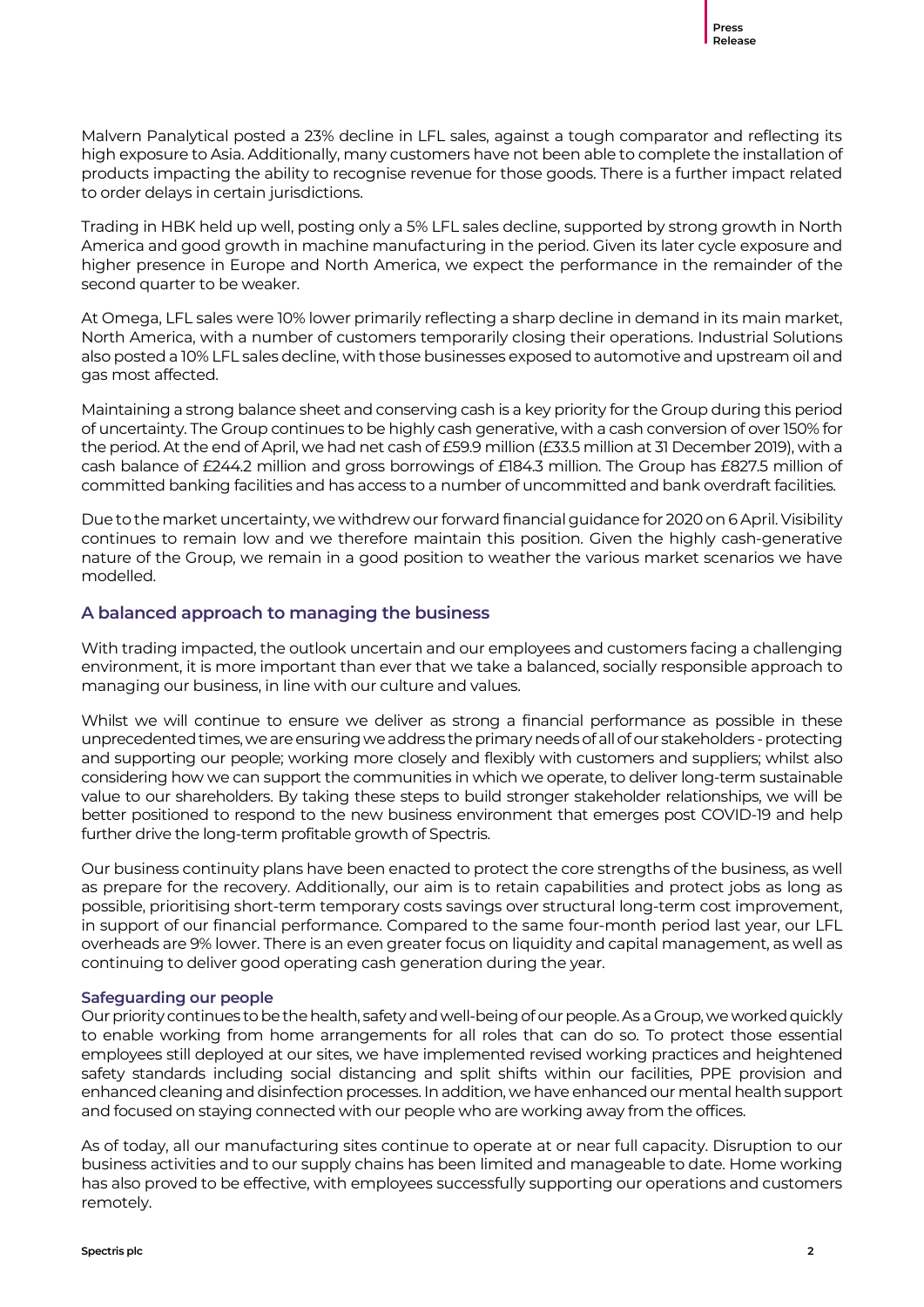Malvern Panalytical posted a 23% decline in LFL sales, against a tough comparator and reflecting its high exposure to Asia. Additionally, many customers have not been able to complete the installation of products impacting the ability to recognise revenue for those goods. There is a further impact related to order delays in certain jurisdictions.

Trading in HBK held up well, posting only a 5% LFL sales decline, supported by strong growth in North America and good growth in machine manufacturing in the period. Given its later cycle exposure and higher presence in Europe and North America, we expect the performance in the remainder of the second quarter to be weaker.

At Omega, LFL sales were 10% lower primarily reflecting a sharp decline in demand in its main market, North America, with a number of customers temporarily closing their operations. Industrial Solutions also posted a 10% LFL sales decline, with those businesses exposed to automotive and upstream oil and gas most affected.

Maintaining a strong balance sheet and conserving cash is a key priority for the Group during this period of uncertainty. The Group continues to be highly cash generative, with a cash conversion of over 150% for the period. At the end of April, we had net cash of £59.9 million (£33.5 million at 31 December 2019), with a cash balance of £244.2 million and gross borrowings of £184.3 million. The Group has £827.5 million of committed banking facilities and has access to a number of uncommitted and bank overdraft facilities.

Due to the market uncertainty, we withdrew our forward financial guidance for 2020 on 6 April. Visibility continues to remain low and we therefore maintain this position. Given the highly cash-generative nature of the Group, we remain in a good position to weather the various market scenarios we have modelled.

## A balanced approach to managing the business

With trading impacted, the outlook uncertain and our employees and customers facing a challenging environment, it is more important than ever that we take a balanced, socially responsible approach to managing our business, in line with our culture and values.

Whilst we will continue to ensure we deliver as strong a financial performance as possible in these unprecedented times, we are ensuring we address the primary needs of all of our stakeholders - protecting and supporting our people; working more closely and flexibly with customers and suppliers; whilst also considering how we can support the communities in which we operate, to deliver long-term sustainable value to our shareholders. By taking these steps to build stronger stakeholder relationships, we will be better positioned to respond to the new business environment that emerges post COVID-19 and help further drive the long-term profitable growth of Spectris.

Our business continuity plans have been enacted to protect the core strengths of the business, as well as prepare for the recovery. Additionally, our aim is to retain capabilities and protect jobs as long as possible, prioritising short-term temporary costs savings over structural long-term cost improvement, in support of our financial performance. Compared to the same four-month period last year, our LFL overheads are 9% lower. There is an even greater focus on liquidity and capital management, as well as continuing to deliver good operating cash generation during the year.

### Safeguarding our people

Our priority continues to be the health, safety and well-being of our people. As a Group, we worked quickly to enable working from home arrangements for all roles that can do so. To protect those essential employees still deployed at our sites, we have implemented revised working practices and heightened safety standards including social distancing and split shifts within our facilities, PPE provision and enhanced cleaning and disinfection processes. In addition, we have enhanced our mental health support and focused on staying connected with our people who are working away from the offices.

As of today, all our manufacturing sites continue to operate at or near full capacity. Disruption to our business activities and to our supply chains has been limited and manageable to date. Home working has also proved to be effective, with employees successfully supporting our operations and customers remotely.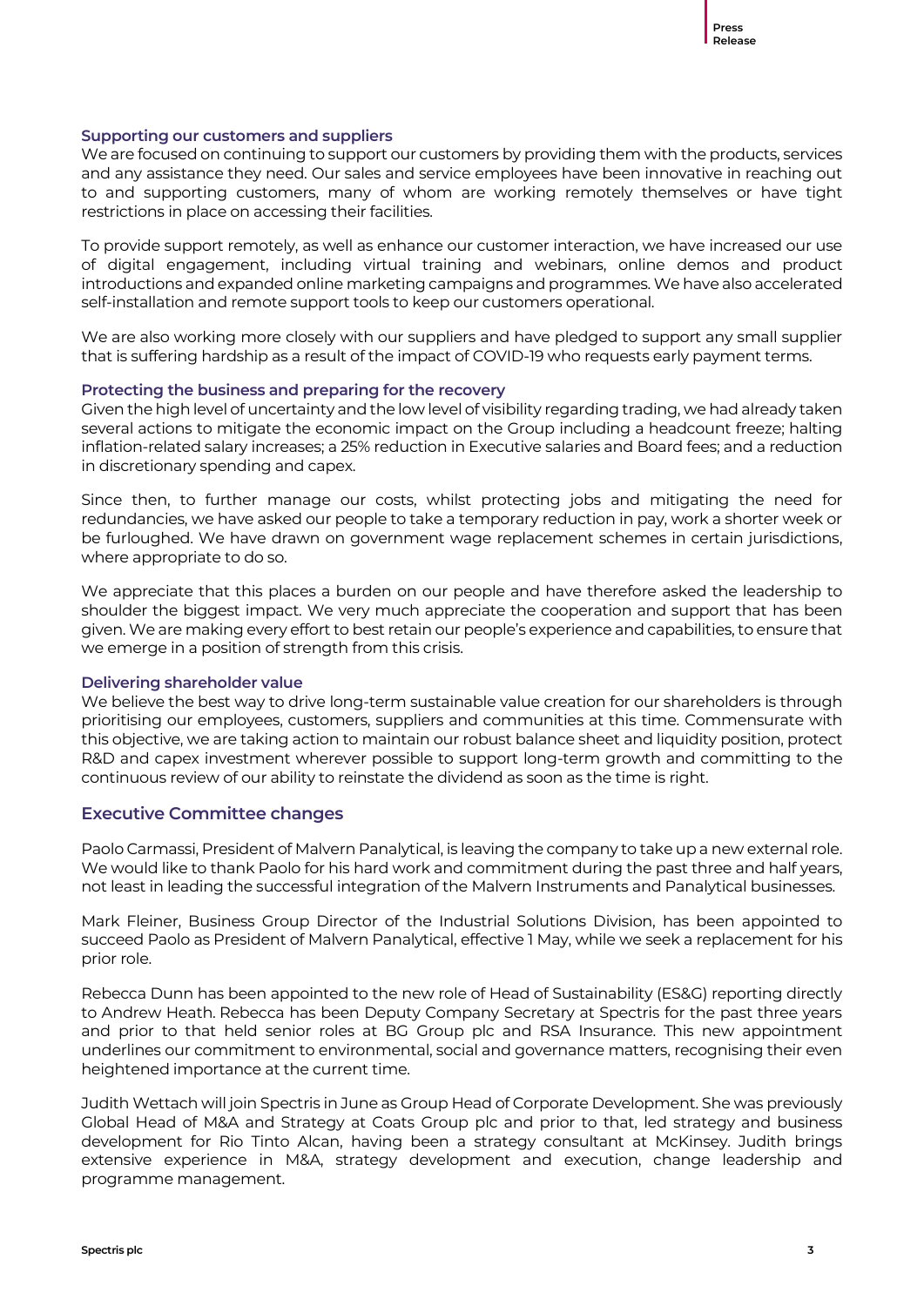### Supporting our customers and suppliers

We are focused on continuing to support our customers by providing them with the products, services and any assistance they need. Our sales and service employees have been innovative in reaching out to and supporting customers, many of whom are working remotely themselves or have tight restrictions in place on accessing their facilities.

To provide support remotely, as well as enhance our customer interaction, we have increased our use of digital engagement, including virtual training and webinars, online demos and product introductions and expanded online marketing campaigns and programmes. We have also accelerated self-installation and remote support tools to keep our customers operational.

We are also working more closely with our suppliers and have pledged to support any small supplier that is suffering hardship as a result of the impact of COVID-19 who requests early payment terms.

### Protecting the business and preparing for the recovery

Given the high level of uncertainty and the low level of visibility regarding trading, we had already taken several actions to mitigate the economic impact on the Group including a headcount freeze; halting inflation-related salary increases; a 25% reduction in Executive salaries and Board fees; and a reduction in discretionary spending and capex.

Since then, to further manage our costs, whilst protecting jobs and mitigating the need for redundancies, we have asked our people to take a temporary reduction in pay, work a shorter week or be furloughed. We have drawn on government wage replacement schemes in certain jurisdictions, where appropriate to do so.

We appreciate that this places a burden on our people and have therefore asked the leadership to shoulder the biggest impact. We very much appreciate the cooperation and support that has been given. We are making every effort to best retain our people's experience and capabilities, to ensure that we emerge in a position of strength from this crisis.

### Delivering shareholder value

We believe the best way to drive long-term sustainable value creation for our shareholders is through prioritising our employees, customers, suppliers and communities at this time. Commensurate with this objective, we are taking action to maintain our robust balance sheet and liquidity position, protect R&D and capex investment wherever possible to support long-term growth and committing to the continuous review of our ability to reinstate the dividend as soon as the time is right.

## Executive Committee changes

Paolo Carmassi, President of Malvern Panalytical, is leaving the company to take up a new external role. We would like to thank Paolo for his hard work and commitment during the past three and half years, not least in leading the successful integration of the Malvern Instruments and Panalytical businesses.

Mark Fleiner, Business Group Director of the Industrial Solutions Division, has been appointed to succeed Paolo as President of Malvern Panalytical, effective 1 May, while we seek a replacement for his prior role.

Rebecca Dunn has been appointed to the new role of Head of Sustainability (ES&G) reporting directly to Andrew Heath. Rebecca has been Deputy Company Secretary at Spectris for the past three years and prior to that held senior roles at BG Group plc and RSA Insurance. This new appointment underlines our commitment to environmental, social and governance matters, recognising their even heightened importance at the current time.

Judith Wettach will join Spectris in June as Group Head of Corporate Development. She was previously Global Head of M&A and Strategy at Coats Group plc and prior to that, led strategy and business development for Rio Tinto Alcan, having been a strategy consultant at McKinsey. Judith brings extensive experience in M&A, strategy development and execution, change leadership and programme management.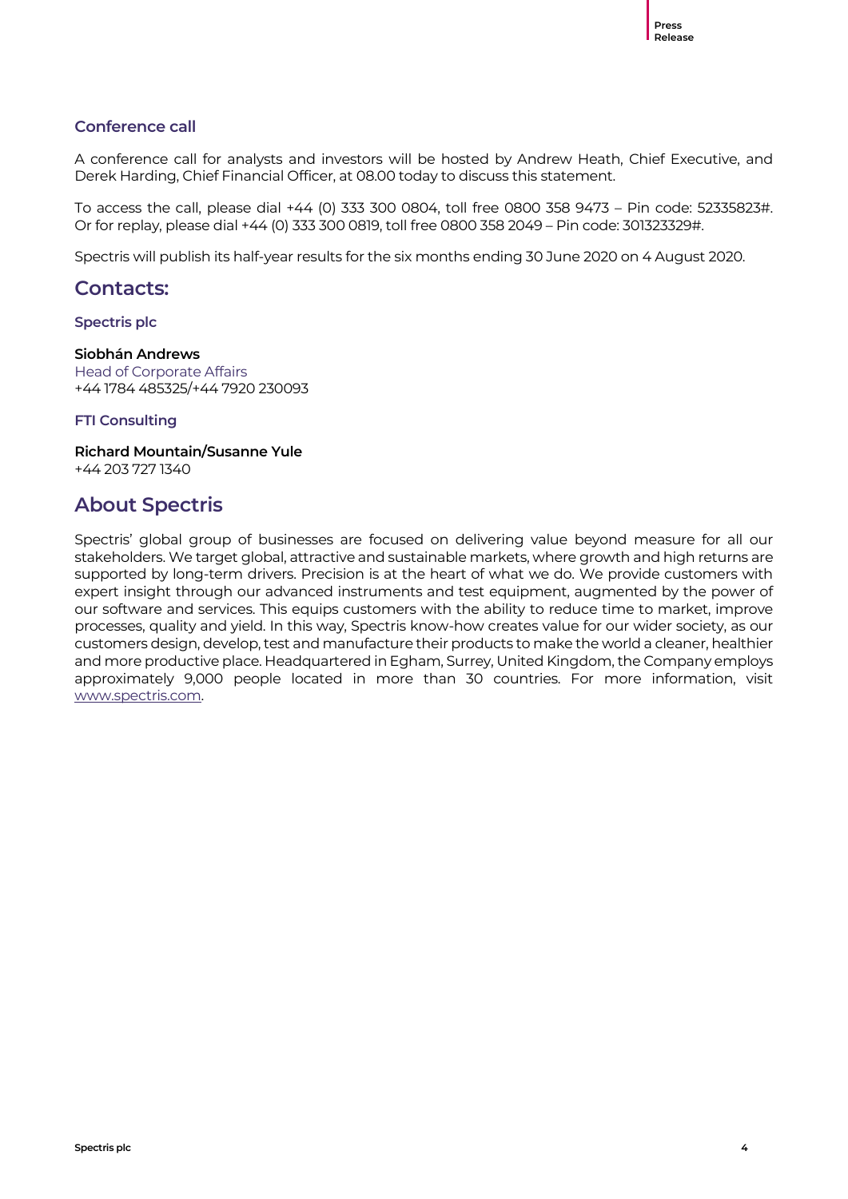### Conference call

A conference call for analysts and investors will be hosted by Andrew Heath, Chief Executive, and Derek Harding, Chief Financial Officer, at 08.00 today to discuss this statement.

To access the call, please dial +44 (0) 333 300 0804, toll free 0800 358 9473 – Pin code: 52335823#. Or for replay, please dial +44 (0) 333 300 0819, toll free 0800 358 2049 – Pin code: 301323329#.

Spectris will publish its half-year results for the six months ending 30 June 2020 on 4 August 2020.

## Contacts:

#### Spectris plc

**Siobhán Andrews**
Head of Corporate Affairs
+44 1784 485325/+44 7920 230093

#### FTI Consulting

**Richard Mountain/Susanne Yule**
+44 203 727 1340

## About Spectris

Spectris' global group of businesses are focused on delivering value beyond measure for all our stakeholders. We target global, attractive and sustainable markets, where growth and high returns are supported by long-term drivers. Precision is at the heart of what we do. We provide customers with expert insight through our advanced instruments and test equipment, augmented by the power of our software and services. This equips customers with the ability to reduce time to market, improve processes, quality and yield. In this way, Spectris know-how creates value for our wider society, as our customers design, develop, test and manufacture their products to make the world a cleaner, healthier and more productive place. Headquartered in Egham, Surrey, United Kingdom, the Company employs approximately 9,000 people located in more than 30 countries. For more information, visit www.spectris.com.